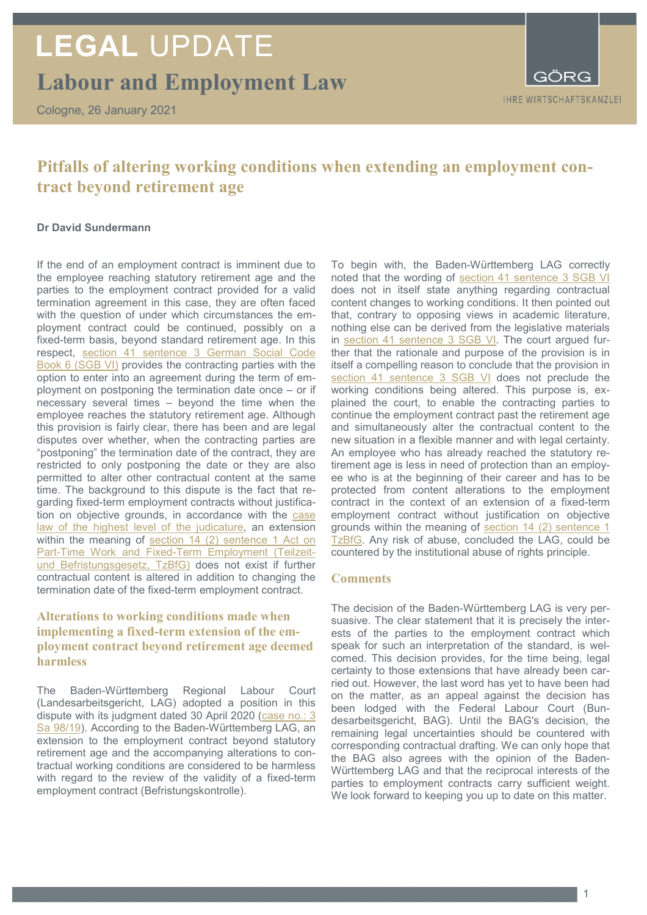# LEGAL UPDATE

## Labour and Employment Law

Cologne, 26 January 2021

GÖRG
IHRE WIRTSCHAFTSKANZLEI

## Pitfalls of altering working conditions when extending an employment contract beyond retirement age

**Dr David Sundermann**

If the end of an employment contract is imminent due to the employee reaching statutory retirement age and the parties to the employment contract provided for a valid termination agreement in this case, they are often faced with the question of under which circumstances the employment contract could be continued, possibly on a fixed-term basis, beyond standard retirement age. In this respect, section 41 sentence 3 German Social Code Book 6 (SGB VI) provides the contracting parties with the option to enter into an agreement during the term of employment on postponing the termination date once – or if necessary several times – beyond the time when the employee reaches the statutory retirement age. Although this provision is fairly clear, there has been and are legal disputes over whether, when the contracting parties are "postponing" the termination date of the contract, they are restricted to only postponing the date or they are also permitted to alter other contractual content at the same time. The background to this dispute is the fact that regarding fixed-term employment contracts without justification on objective grounds, in accordance with the case law of the highest level of the judicature, an extension within the meaning of section 14 (2) sentence 1 Act on Part-Time Work and Fixed-Term Employment (Teilzeit- und Befristungsgesetz, TzBfG) does not exist if further contractual content is altered in addition to changing the termination date of the fixed-term employment contract.

### Alterations to working conditions made when implementing a fixed-term extension of the employment contract beyond retirement age deemed harmless

The Baden-Württemberg Regional Labour Court (Landesarbeitsgericht, LAG) adopted a position in this dispute with its judgment dated 30 April 2020 (case no.: 3 Sa 98/19). According to the Baden-Württemberg LAG, an extension to the employment contract beyond statutory retirement age and the accompanying alterations to contractual working conditions are considered to be harmless with regard to the review of the validity of a fixed-term employment contract (Befristungskontrolle).

To begin with, the Baden-Württemberg LAG correctly noted that the wording of section 41 sentence 3 SGB VI does not in itself state anything regarding contractual content changes to working conditions. It then pointed out that, contrary to opposing views in academic literature, nothing else can be derived from the legislative materials in section 41 sentence 3 SGB VI. The court argued further that the rationale and purpose of the provision is in itself a compelling reason to conclude that the provision in section 41 sentence 3 SGB VI does not preclude the working conditions being altered. This purpose is, explained the court, to enable the contracting parties to continue the employment contract past the retirement age and simultaneously alter the contractual content to the new situation in a flexible manner and with legal certainty. An employee who has already reached the statutory retirement age is less in need of protection than an employee who is at the beginning of their career and has to be protected from content alterations to the employment contract in the context of an extension of a fixed-term employment contract without justification on objective grounds within the meaning of section 14 (2) sentence 1 TzBfG. Any risk of abuse, concluded the LAG, could be countered by the institutional abuse of rights principle.

### Comments

The decision of the Baden-Württemberg LAG is very persuasive. The clear statement that it is precisely the interests of the parties to the employment contract which speak for such an interpretation of the standard, is welcomed. This decision provides, for the time being, legal certainty to those extensions that have already been carried out. However, the last word has yet to have been had on the matter, as an appeal against the decision has been lodged with the Federal Labour Court (Bundesarbeitsgericht, BAG). Until the BAG's decision, the remaining legal uncertainties should be countered with corresponding contractual drafting. We can only hope that the BAG also agrees with the opinion of the Baden-Württemberg LAG and that the reciprocal interests of the parties to employment contracts carry sufficient weight. We look forward to keeping you up to date on this matter.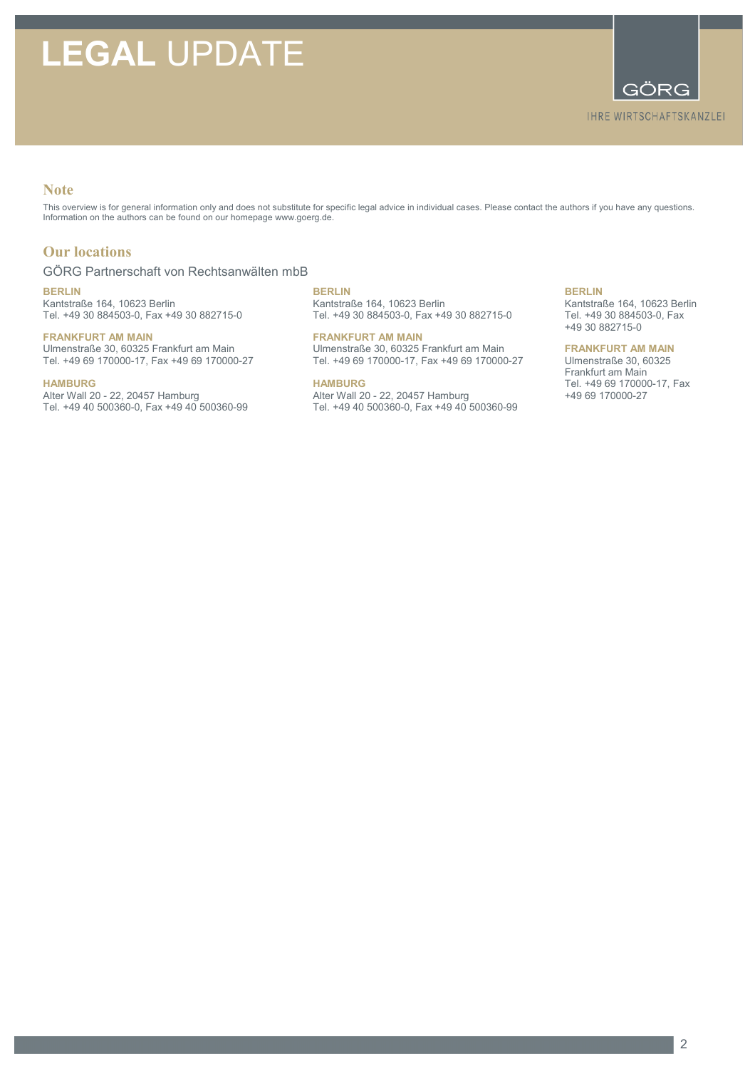# LEGAL UPDATE

GÖRG

IHRE WIRTSCHAFTSKANZLEI

## Note

This overview is for general information only and does not substitute for specific legal advice in individual cases. Please contact the authors if you have any questions. Information on the authors can be found on our homepage www.goerg.de.

## Our locations

GÖRG Partnerschaft von Rechtsanwälten mbB

**BERLIN**
Kantstraße 164, 10623 Berlin
Tel. +49 30 884503-0, Fax +49 30 882715-0

**FRANKFURT AM MAIN**
Ulmenstraße 30, 60325 Frankfurt am Main
Tel. +49 69 170000-17, Fax +49 69 170000-27

**HAMBURG**
Alter Wall 20 - 22, 20457 Hamburg
Tel. +49 40 500360-0, Fax +49 40 500360-99

**BERLIN**
Kantstraße 164, 10623 Berlin
Tel. +49 30 884503-0, Fax +49 30 882715-0

**FRANKFURT AM MAIN**
Ulmenstraße 30, 60325 Frankfurt am Main
Tel. +49 69 170000-17, Fax +49 69 170000-27

**HAMBURG**
Alter Wall 20 - 22, 20457 Hamburg
Tel. +49 40 500360-0, Fax +49 40 500360-99

**BERLIN**
Kantstraße 164, 10623 Berlin
Tel. +49 30 884503-0, Fax +49 30 882715-0

**FRANKFURT AM MAIN**
Ulmenstraße 30, 60325 Frankfurt am Main
Tel. +49 69 170000-17, Fax +49 69 170000-27